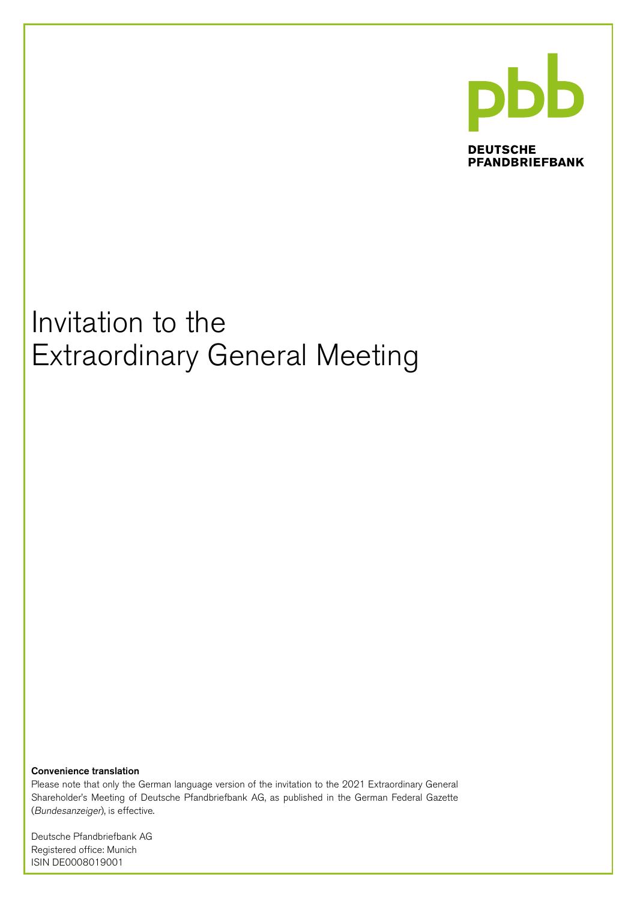pbb

DEUTSCHE PFANDBRIEFBANK

# Invitation to the Extraordinary General Meeting

**Convenience translation**

Please note that only the German language version of the invitation to the 2021 Extraordinary General Shareholder's Meeting of Deutsche Pfandbriefbank AG, as published in the German Federal Gazette (*Bundesanzeiger*), is effective.

Deutsche Pfandbriefbank AG
Registered office: Munich
ISIN DE0008019001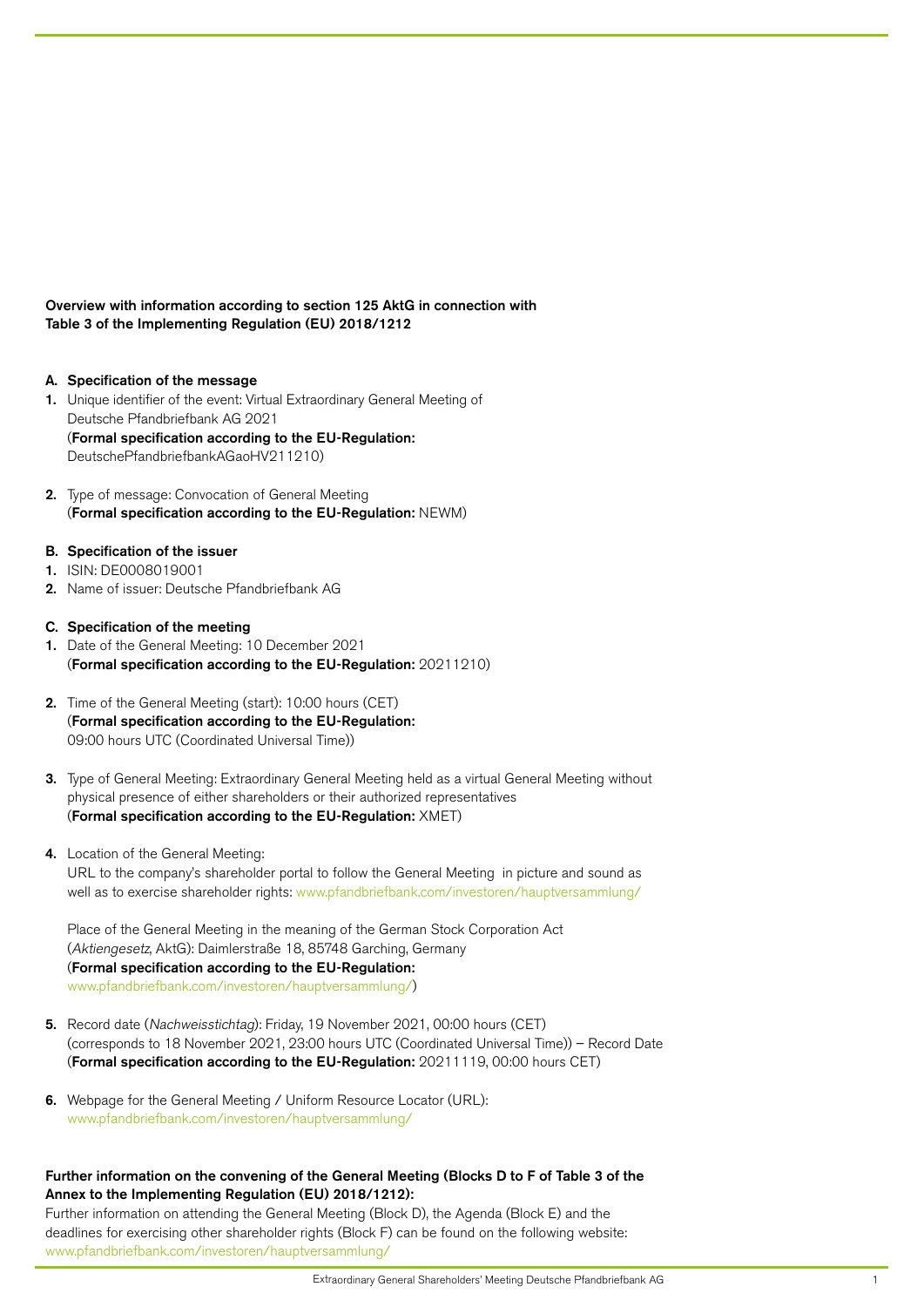**Overview with information according to section 125 AktG in connection with Table 3 of the Implementing Regulation (EU) 2018/1212**

**A. Specification of the message**

1. Unique identifier of the event: Virtual Extraordinary General Meeting of Deutsche Pfandbriefbank AG 2021
   (**Formal specification according to the EU-Regulation:** DeutschePfandbriefbankAGaoHV211210)

2. Type of message: Convocation of General Meeting
   (**Formal specification according to the EU-Regulation:** NEWM)

**B. Specification of the issuer**

1. ISIN: DE0008019001
2. Name of issuer: Deutsche Pfandbriefbank AG

**C. Specification of the meeting**

1. Date of the General Meeting: 10 December 2021
   (**Formal specification according to the EU-Regulation:** 20211210)

2. Time of the General Meeting (start): 10:00 hours (CET)
   (**Formal specification according to the EU-Regulation:** 09:00 hours UTC (Coordinated Universal Time))

3. Type of General Meeting: Extraordinary General Meeting held as a virtual General Meeting without physical presence of either shareholders or their authorized representatives
   (**Formal specification according to the EU-Regulation:** XMET)

4. Location of the General Meeting:
   URL to the company's shareholder portal to follow the General Meeting in picture and sound as well as to exercise shareholder rights: www.pfandbriefbank.com/investoren/hauptversammlung/

   Place of the General Meeting in the meaning of the German Stock Corporation Act (*Aktiengesetz*, AktG): Daimlerstraße 18, 85748 Garching, Germany
   (**Formal specification according to the EU-Regulation:** www.pfandbriefbank.com/investoren/hauptversammlung/)

5. Record date (*Nachweisstichtag*): Friday, 19 November 2021, 00:00 hours (CET) (corresponds to 18 November 2021, 23:00 hours UTC (Coordinated Universal Time)) – Record Date
   (**Formal specification according to the EU-Regulation:** 20211119, 00:00 hours CET)

6. Webpage for the General Meeting / Uniform Resource Locator (URL): www.pfandbriefbank.com/investoren/hauptversammlung/

**Further information on the convening of the General Meeting (Blocks D to F of Table 3 of the Annex to the Implementing Regulation (EU) 2018/1212):**

Further information on attending the General Meeting (Block D), the Agenda (Block E) and the deadlines for exercising other shareholder rights (Block F) can be found on the following website: www.pfandbriefbank.com/investoren/hauptversammlung/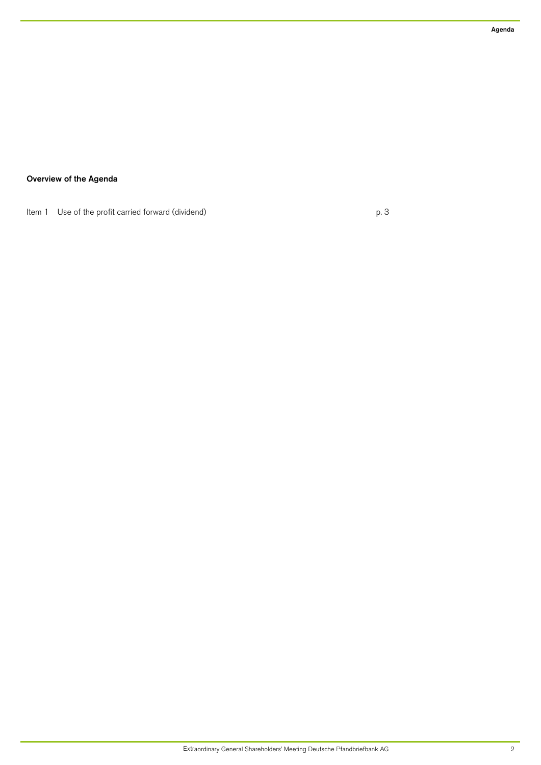## Overview of the Agenda

| | | |
|---|---|---|
| Item 1 | Use of the profit carried forward (dividend) | p. 3 |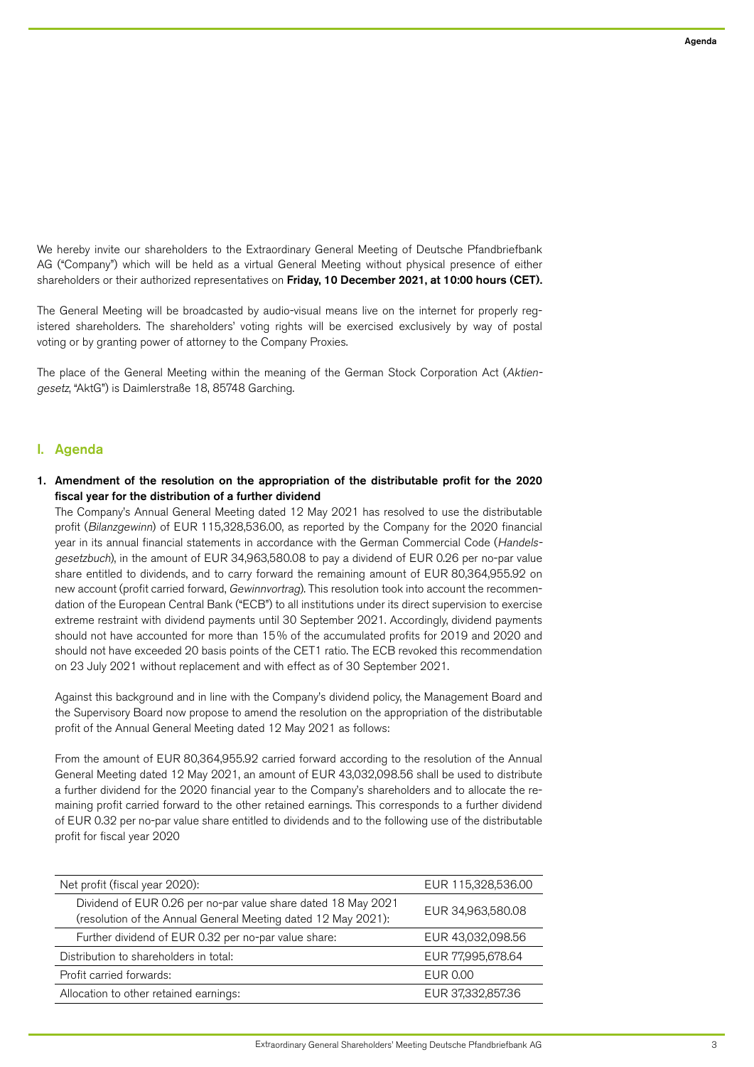We hereby invite our shareholders to the Extraordinary General Meeting of Deutsche Pfandbriefbank AG ("Company") which will be held as a virtual General Meeting without physical presence of either shareholders or their authorized representatives on **Friday, 10 December 2021, at 10:00 hours (CET).**

The General Meeting will be broadcasted by audio-visual means live on the internet for properly registered shareholders. The shareholders' voting rights will be exercised exclusively by way of postal voting or by granting power of attorney to the Company Proxies.

The place of the General Meeting within the meaning of the German Stock Corporation Act (*Aktiengesetz*, "AktG") is Daimlerstraße 18, 85748 Garching.

## I. Agenda

### 1. Amendment of the resolution on the appropriation of the distributable profit for the 2020 fiscal year for the distribution of a further dividend

The Company's Annual General Meeting dated 12 May 2021 has resolved to use the distributable profit (*Bilanzgewinn*) of EUR 115,328,536.00, as reported by the Company for the 2020 financial year in its annual financial statements in accordance with the German Commercial Code (*Handelsgesetzbuch*), in the amount of EUR 34,963,580.08 to pay a dividend of EUR 0.26 per no-par value share entitled to dividends, and to carry forward the remaining amount of EUR 80,364,955.92 on new account (profit carried forward, *Gewinnvortrag*). This resolution took into account the recommendation of the European Central Bank ("ECB") to all institutions under its direct supervision to exercise extreme restraint with dividend payments until 30 September 2021. Accordingly, dividend payments should not have accounted for more than 15% of the accumulated profits for 2019 and 2020 and should not have exceeded 20 basis points of the CET1 ratio. The ECB revoked this recommendation on 23 July 2021 without replacement and with effect as of 30 September 2021.

Against this background and in line with the Company's dividend policy, the Management Board and the Supervisory Board now propose to amend the resolution on the appropriation of the distributable profit of the Annual General Meeting dated 12 May 2021 as follows:

From the amount of EUR 80,364,955.92 carried forward according to the resolution of the Annual General Meeting dated 12 May 2021, an amount of EUR 43,032,098.56 shall be used to distribute a further dividend for the 2020 financial year to the Company's shareholders and to allocate the remaining profit carried forward to the other retained earnings. This corresponds to a further dividend of EUR 0.32 per no-par value share entitled to dividends and to the following use of the distributable profit for fiscal year 2020

| Net profit (fiscal year 2020): | EUR 115,328,536.00 |
|---|---|
| Dividend of EUR 0.26 per no-par value share dated 18 May 2021 (resolution of the Annual General Meeting dated 12 May 2021): | EUR 34,963,580.08 |
| Further dividend of EUR 0.32 per no-par value share: | EUR 43,032,098.56 |
| Distribution to shareholders in total: | EUR 77,995,678.64 |
| Profit carried forwards: | EUR 0.00 |
| Allocation to other retained earnings: | EUR 37,332,857.36 |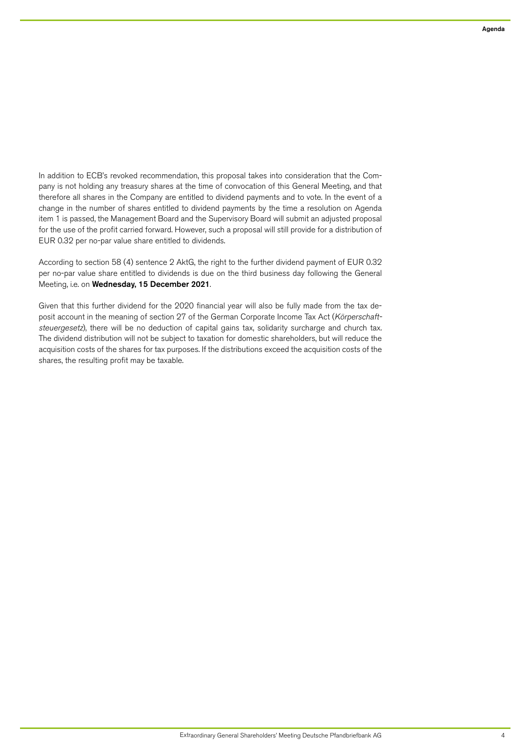In addition to ECB's revoked recommendation, this proposal takes into consideration that the Company is not holding any treasury shares at the time of convocation of this General Meeting, and that therefore all shares in the Company are entitled to dividend payments and to vote. In the event of a change in the number of shares entitled to dividend payments by the time a resolution on Agenda item 1 is passed, the Management Board and the Supervisory Board will submit an adjusted proposal for the use of the profit carried forward. However, such a proposal will still provide for a distribution of EUR 0.32 per no-par value share entitled to dividends.

According to section 58 (4) sentence 2 AktG, the right to the further dividend payment of EUR 0.32 per no-par value share entitled to dividends is due on the third business day following the General Meeting, i.e. on **Wednesday, 15 December 2021**.

Given that this further dividend for the 2020 financial year will also be fully made from the tax deposit account in the meaning of section 27 of the German Corporate Income Tax Act (*Körperschaftsteuergesetz*), there will be no deduction of capital gains tax, solidarity surcharge and church tax. The dividend distribution will not be subject to taxation for domestic shareholders, but will reduce the acquisition costs of the shares for tax purposes. If the distributions exceed the acquisition costs of the shares, the resulting profit may be taxable.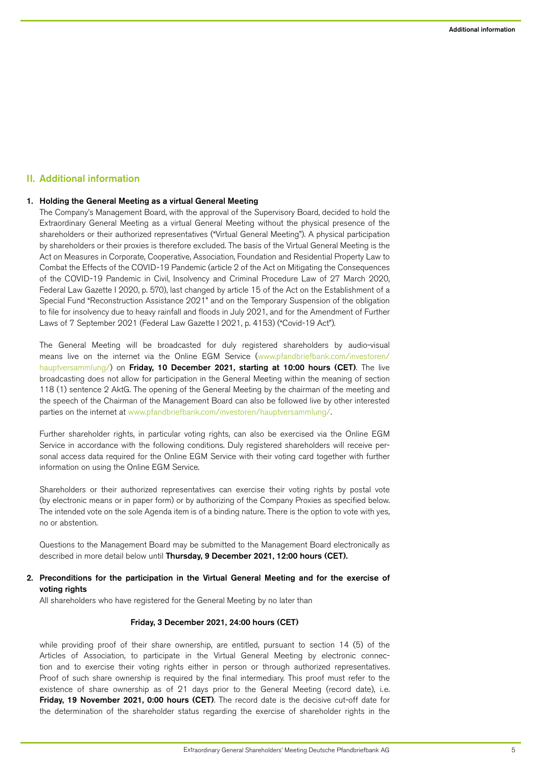## II. Additional information

### 1. Holding the General Meeting as a virtual General Meeting

The Company's Management Board, with the approval of the Supervisory Board, decided to hold the Extraordinary General Meeting as a virtual General Meeting without the physical presence of the shareholders or their authorized representatives ("Virtual General Meeting"). A physical participation by shareholders or their proxies is therefore excluded. The basis of the Virtual General Meeting is the Act on Measures in Corporate, Cooperative, Association, Foundation and Residential Property Law to Combat the Effects of the COVID-19 Pandemic (article 2 of the Act on Mitigating the Consequences of the COVID-19 Pandemic in Civil, Insolvency and Criminal Procedure Law of 27 March 2020, Federal Law Gazette I 2020, p. 570), last changed by article 15 of the Act on the Establishment of a Special Fund "Reconstruction Assistance 2021" and on the Temporary Suspension of the obligation to file for insolvency due to heavy rainfall and floods in July 2021, and for the Amendment of Further Laws of 7 September 2021 (Federal Law Gazette I 2021, p. 4153) ("Covid-19 Act").

The General Meeting will be broadcasted for duly registered shareholders by audio-visual means live on the internet via the Online EGM Service (www.pfandbriefbank.com/investoren/hauptversammlung/) on **Friday, 10 December 2021, starting at 10:00 hours (CET)**. The live broadcasting does not allow for participation in the General Meeting within the meaning of section 118 (1) sentence 2 AktG. The opening of the General Meeting by the chairman of the meeting and the speech of the Chairman of the Management Board can also be followed live by other interested parties on the internet at www.pfandbriefbank.com/investoren/hauptversammlung/.

Further shareholder rights, in particular voting rights, can also be exercised via the Online EGM Service in accordance with the following conditions. Duly registered shareholders will receive personal access data required for the Online EGM Service with their voting card together with further information on using the Online EGM Service.

Shareholders or their authorized representatives can exercise their voting rights by postal vote (by electronic means or in paper form) or by authorizing of the Company Proxies as specified below. The intended vote on the sole Agenda item is of a binding nature. There is the option to vote with yes, no or abstention.

Questions to the Management Board may be submitted to the Management Board electronically as described in more detail below until **Thursday, 9 December 2021, 12:00 hours (CET).**

### 2. Preconditions for the participation in the Virtual General Meeting and for the exercise of voting rights

All shareholders who have registered for the General Meeting by no later than

**Friday, 3 December 2021, 24:00 hours (CET)**

while providing proof of their share ownership, are entitled, pursuant to section 14 (5) of the Articles of Association, to participate in the Virtual General Meeting by electronic connection and to exercise their voting rights either in person or through authorized representatives. Proof of such share ownership is required by the final intermediary. This proof must refer to the existence of share ownership as of 21 days prior to the General Meeting (record date), i.e. **Friday, 19 November 2021, 0:00 hours (CET)**. The record date is the decisive cut-off date for the determination of the shareholder status regarding the exercise of shareholder rights in the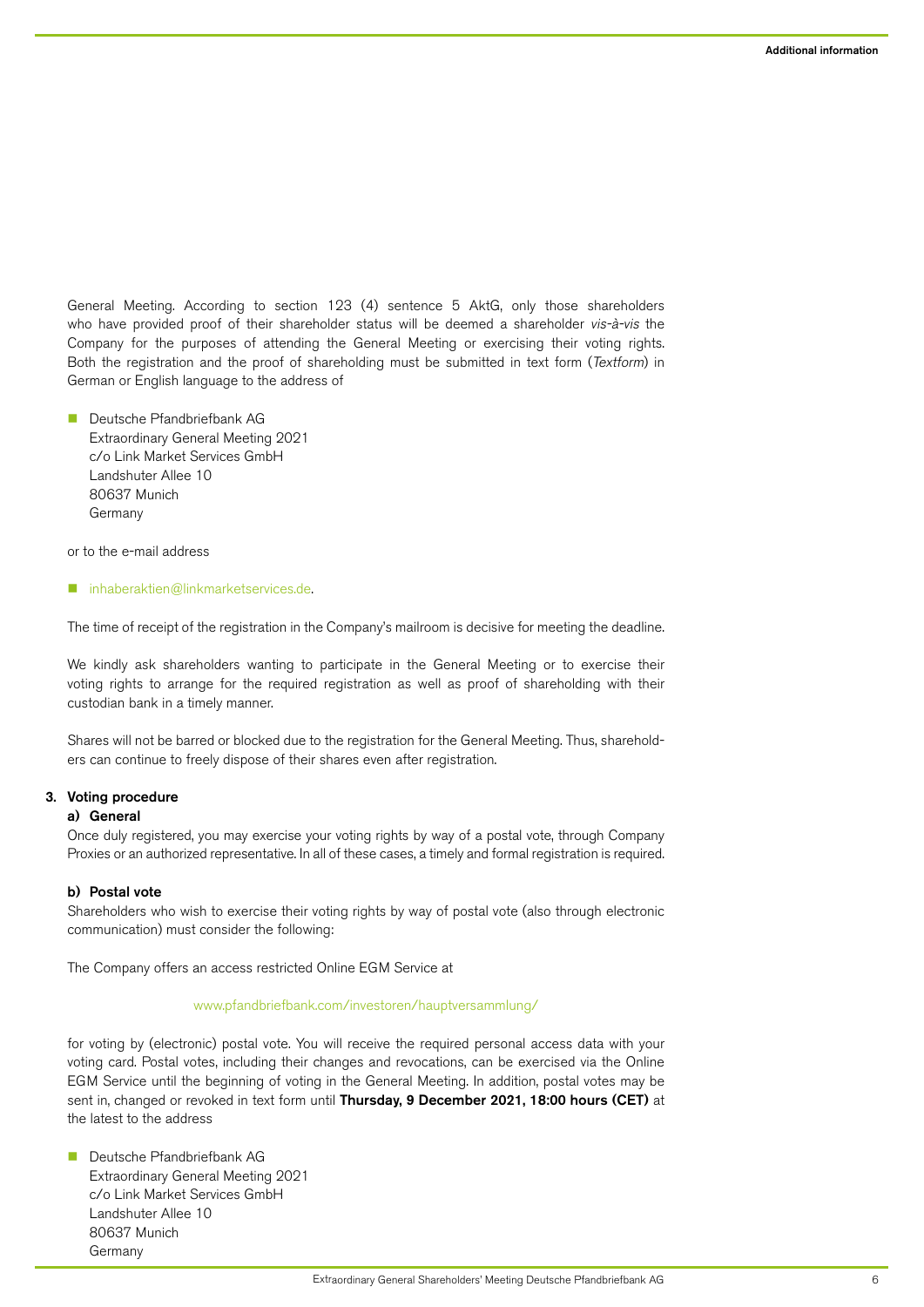General Meeting. According to section 123 (4) sentence 5 AktG, only those shareholders who have provided proof of their shareholder status will be deemed a shareholder *vis-à-vis* the Company for the purposes of attending the General Meeting or exercising their voting rights. Both the registration and the proof of shareholding must be submitted in text form (*Textform*) in German or English language to the address of

- Deutsche Pfandbriefbank AG
  Extraordinary General Meeting 2021
  c/o Link Market Services GmbH
  Landshuter Allee 10
  80637 Munich
  Germany

or to the e-mail address

- inhaberaktien@linkmarketservices.de.

The time of receipt of the registration in the Company's mailroom is decisive for meeting the deadline.

We kindly ask shareholders wanting to participate in the General Meeting or to exercise their voting rights to arrange for the required registration as well as proof of shareholding with their custodian bank in a timely manner.

Shares will not be barred or blocked due to the registration for the General Meeting. Thus, shareholders can continue to freely dispose of their shares even after registration.

### 3. Voting procedure

#### a) General

Once duly registered, you may exercise your voting rights by way of a postal vote, through Company Proxies or an authorized representative. In all of these cases, a timely and formal registration is required.

#### b) Postal vote

Shareholders who wish to exercise their voting rights by way of postal vote (also through electronic communication) must consider the following:

The Company offers an access restricted Online EGM Service at

www.pfandbriefbank.com/investoren/hauptversammlung/

for voting by (electronic) postal vote. You will receive the required personal access data with your voting card. Postal votes, including their changes and revocations, can be exercised via the Online EGM Service until the beginning of voting in the General Meeting. In addition, postal votes may be sent in, changed or revoked in text form until **Thursday, 9 December 2021, 18:00 hours (CET)** at the latest to the address

- Deutsche Pfandbriefbank AG
  Extraordinary General Meeting 2021
  c/o Link Market Services GmbH
  Landshuter Allee 10
  80637 Munich
  Germany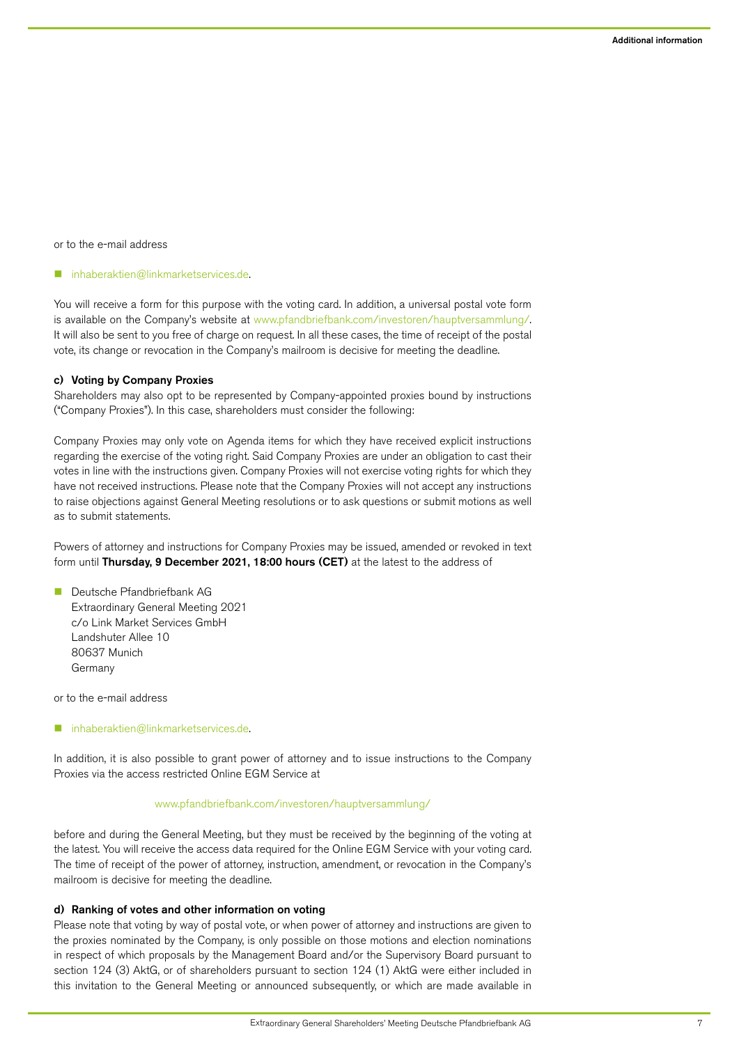or to the e-mail address

- inhaberaktien@linkmarketservices.de.

You will receive a form for this purpose with the voting card. In addition, a universal postal vote form is available on the Company's website at www.pfandbriefbank.com/investoren/hauptversammlung/. It will also be sent to you free of charge on request. In all these cases, the time of receipt of the postal vote, its change or revocation in the Company's mailroom is decisive for meeting the deadline.

#### c) Voting by Company Proxies

Shareholders may also opt to be represented by Company-appointed proxies bound by instructions ("Company Proxies"). In this case, shareholders must consider the following:

Company Proxies may only vote on Agenda items for which they have received explicit instructions regarding the exercise of the voting right. Said Company Proxies are under an obligation to cast their votes in line with the instructions given. Company Proxies will not exercise voting rights for which they have not received instructions. Please note that the Company Proxies will not accept any instructions to raise objections against General Meeting resolutions or to ask questions or submit motions as well as to submit statements.

Powers of attorney and instructions for Company Proxies may be issued, amended or revoked in text form until **Thursday, 9 December 2021, 18:00 hours (CET)** at the latest to the address of

- Deutsche Pfandbriefbank AG
  Extraordinary General Meeting 2021
  c/o Link Market Services GmbH
  Landshuter Allee 10
  80637 Munich
  Germany

or to the e-mail address

- inhaberaktien@linkmarketservices.de.

In addition, it is also possible to grant power of attorney and to issue instructions to the Company Proxies via the access restricted Online EGM Service at

www.pfandbriefbank.com/investoren/hauptversammlung/

before and during the General Meeting, but they must be received by the beginning of the voting at the latest. You will receive the access data required for the Online EGM Service with your voting card. The time of receipt of the power of attorney, instruction, amendment, or revocation in the Company's mailroom is decisive for meeting the deadline.

#### d) Ranking of votes and other information on voting

Please note that voting by way of postal vote, or when power of attorney and instructions are given to the proxies nominated by the Company, is only possible on those motions and election nominations in respect of which proposals by the Management Board and/or the Supervisory Board pursuant to section 124 (3) AktG, or of shareholders pursuant to section 124 (1) AktG were either included in this invitation to the General Meeting or announced subsequently, or which are made available in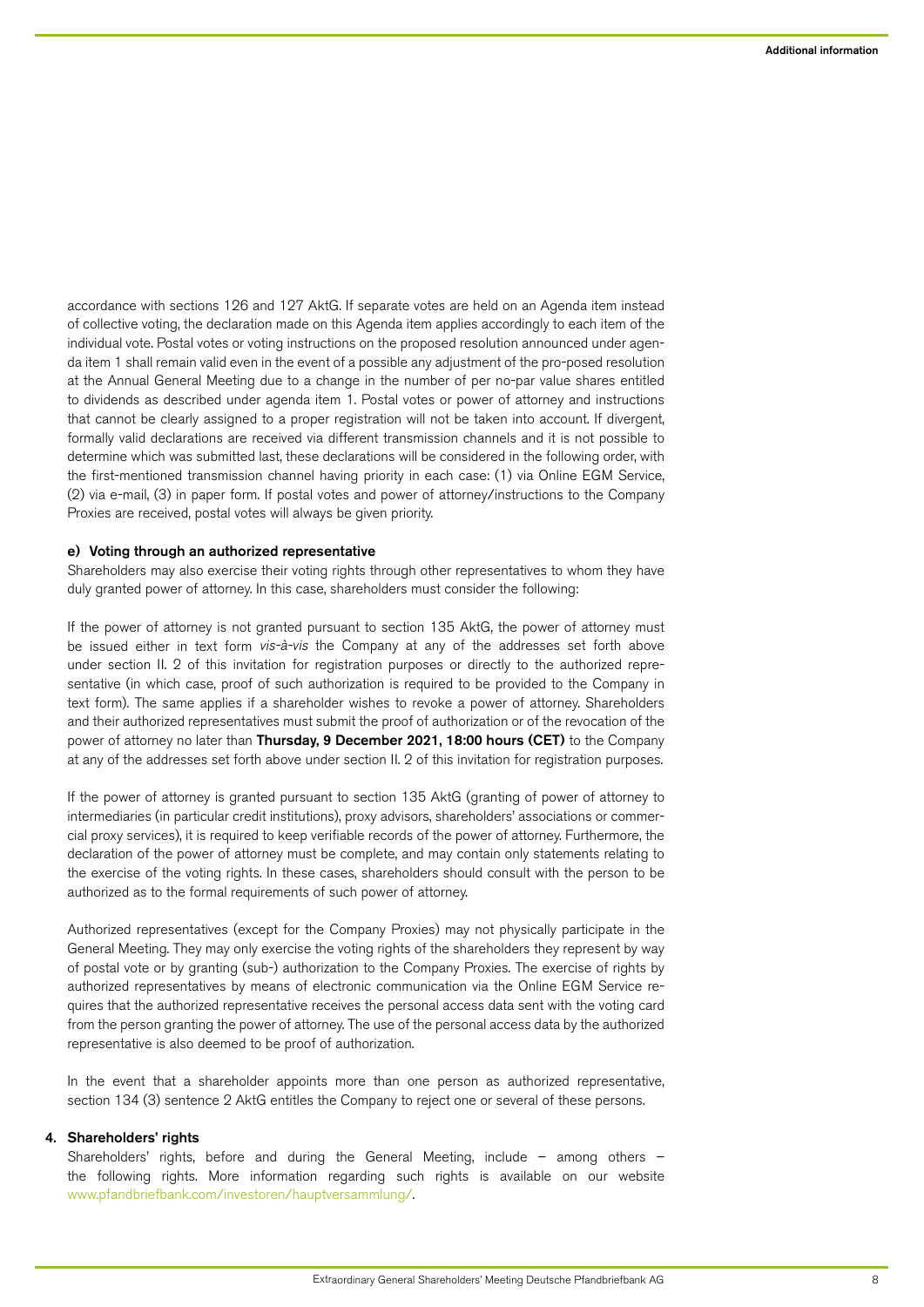accordance with sections 126 and 127 AktG. If separate votes are held on an Agenda item instead of collective voting, the declaration made on this Agenda item applies accordingly to each item of the individual vote. Postal votes or voting instructions on the proposed resolution announced under agenda item 1 shall remain valid even in the event of a possible any adjustment of the pro-posed resolution at the Annual General Meeting due to a change in the number of per no-par value shares entitled to dividends as described under agenda item 1. Postal votes or power of attorney and instructions that cannot be clearly assigned to a proper registration will not be taken into account. If divergent, formally valid declarations are received via different transmission channels and it is not possible to determine which was submitted last, these declarations will be considered in the following order, with the first-mentioned transmission channel having priority in each case: (1) via Online EGM Service, (2) via e-mail, (3) in paper form. If postal votes and power of attorney/instructions to the Company Proxies are received, postal votes will always be given priority.

**e) Voting through an authorized representative**

Shareholders may also exercise their voting rights through other representatives to whom they have duly granted power of attorney. In this case, shareholders must consider the following:

If the power of attorney is not granted pursuant to section 135 AktG, the power of attorney must be issued either in text form *vis-à-vis* the Company at any of the addresses set forth above under section II. 2 of this invitation for registration purposes or directly to the authorized representative (in which case, proof of such authorization is required to be provided to the Company in text form). The same applies if a shareholder wishes to revoke a power of attorney. Shareholders and their authorized representatives must submit the proof of authorization or of the revocation of the power of attorney no later than **Thursday, 9 December 2021, 18:00 hours (CET)** to the Company at any of the addresses set forth above under section II. 2 of this invitation for registration purposes.

If the power of attorney is granted pursuant to section 135 AktG (granting of power of attorney to intermediaries (in particular credit institutions), proxy advisors, shareholders' associations or commercial proxy services), it is required to keep verifiable records of the power of attorney. Furthermore, the declaration of the power of attorney must be complete, and may contain only statements relating to the exercise of the voting rights. In these cases, shareholders should consult with the person to be authorized as to the formal requirements of such power of attorney.

Authorized representatives (except for the Company Proxies) may not physically participate in the General Meeting. They may only exercise the voting rights of the shareholders they represent by way of postal vote or by granting (sub-) authorization to the Company Proxies. The exercise of rights by authorized representatives by means of electronic communication via the Online EGM Service requires that the authorized representative receives the personal access data sent with the voting card from the person granting the power of attorney. The use of the personal access data by the authorized representative is also deemed to be proof of authorization.

In the event that a shareholder appoints more than one person as authorized representative, section 134 (3) sentence 2 AktG entitles the Company to reject one or several of these persons.

**4. Shareholders' rights**

Shareholders' rights, before and during the General Meeting, include – among others – the following rights. More information regarding such rights is available on our website www.pfandbriefbank.com/investoren/hauptversammlung/.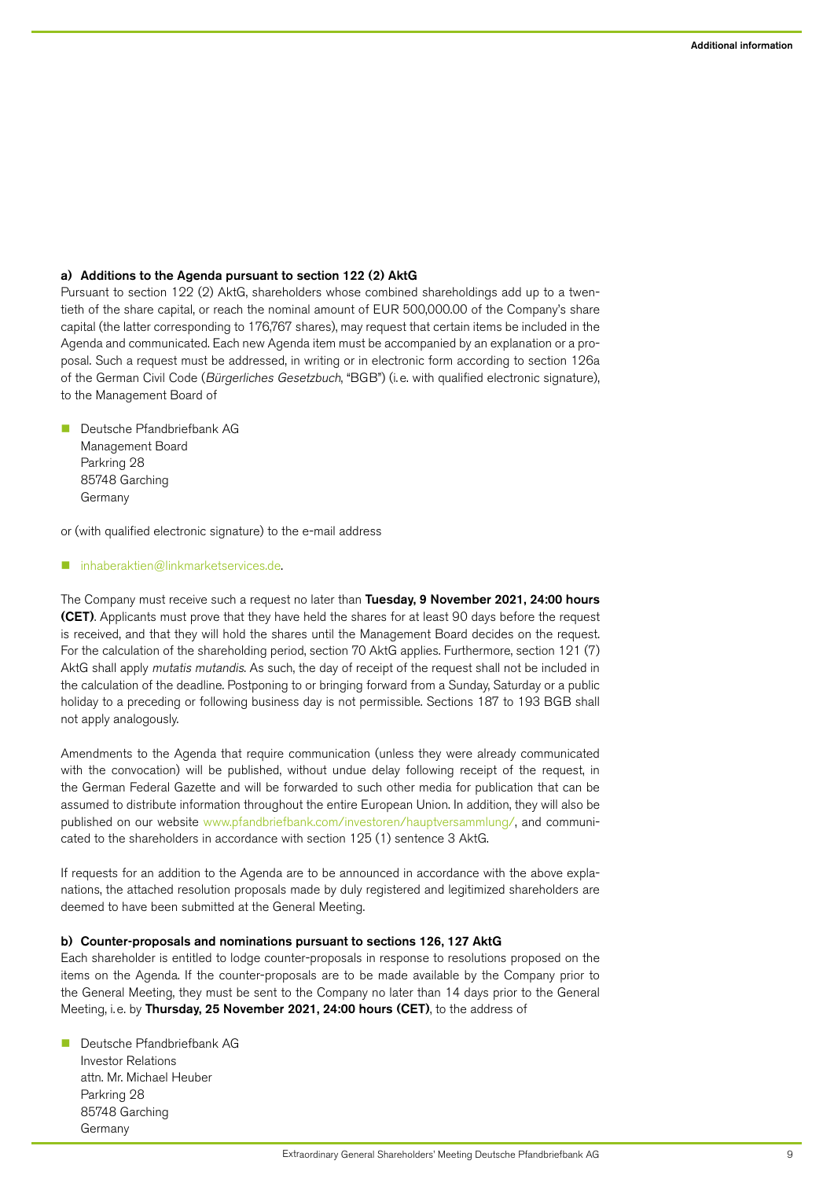#### a) Additions to the Agenda pursuant to section 122 (2) AktG

Pursuant to section 122 (2) AktG, shareholders whose combined shareholdings add up to a twentieth of the share capital, or reach the nominal amount of EUR 500,000.00 of the Company's share capital (the latter corresponding to 176,767 shares), may request that certain items be included in the Agenda and communicated. Each new Agenda item must be accompanied by an explanation or a proposal. Such a request must be addressed, in writing or in electronic form according to section 126a of the German Civil Code (*Bürgerliches Gesetzbuch*, "BGB") (i.e. with qualified electronic signature), to the Management Board of

- Deutsche Pfandbriefbank AG
  Management Board
  Parkring 28
  85748 Garching
  Germany

or (with qualified electronic signature) to the e-mail address

- inhaberaktien@linkmarketservices.de.

The Company must receive such a request no later than **Tuesday, 9 November 2021, 24:00 hours (CET)**. Applicants must prove that they have held the shares for at least 90 days before the request is received, and that they will hold the shares until the Management Board decides on the request. For the calculation of the shareholding period, section 70 AktG applies. Furthermore, section 121 (7) AktG shall apply *mutatis mutandis*. As such, the day of receipt of the request shall not be included in the calculation of the deadline. Postponing to or bringing forward from a Sunday, Saturday or a public holiday to a preceding or following business day is not permissible. Sections 187 to 193 BGB shall not apply analogously.

Amendments to the Agenda that require communication (unless they were already communicated with the convocation) will be published, without undue delay following receipt of the request, in the German Federal Gazette and will be forwarded to such other media for publication that can be assumed to distribute information throughout the entire European Union. In addition, they will also be published on our website www.pfandbriefbank.com/investoren/hauptversammlung/, and communicated to the shareholders in accordance with section 125 (1) sentence 3 AktG.

If requests for an addition to the Agenda are to be announced in accordance with the above explanations, the attached resolution proposals made by duly registered and legitimized shareholders are deemed to have been submitted at the General Meeting.

#### b) Counter-proposals and nominations pursuant to sections 126, 127 AktG

Each shareholder is entitled to lodge counter-proposals in response to resolutions proposed on the items on the Agenda. If the counter-proposals are to be made available by the Company prior to the General Meeting, they must be sent to the Company no later than 14 days prior to the General Meeting, i.e. by **Thursday, 25 November 2021, 24:00 hours (CET)**, to the address of

- Deutsche Pfandbriefbank AG
  Investor Relations
  attn. Mr. Michael Heuber
  Parkring 28
  85748 Garching
  Germany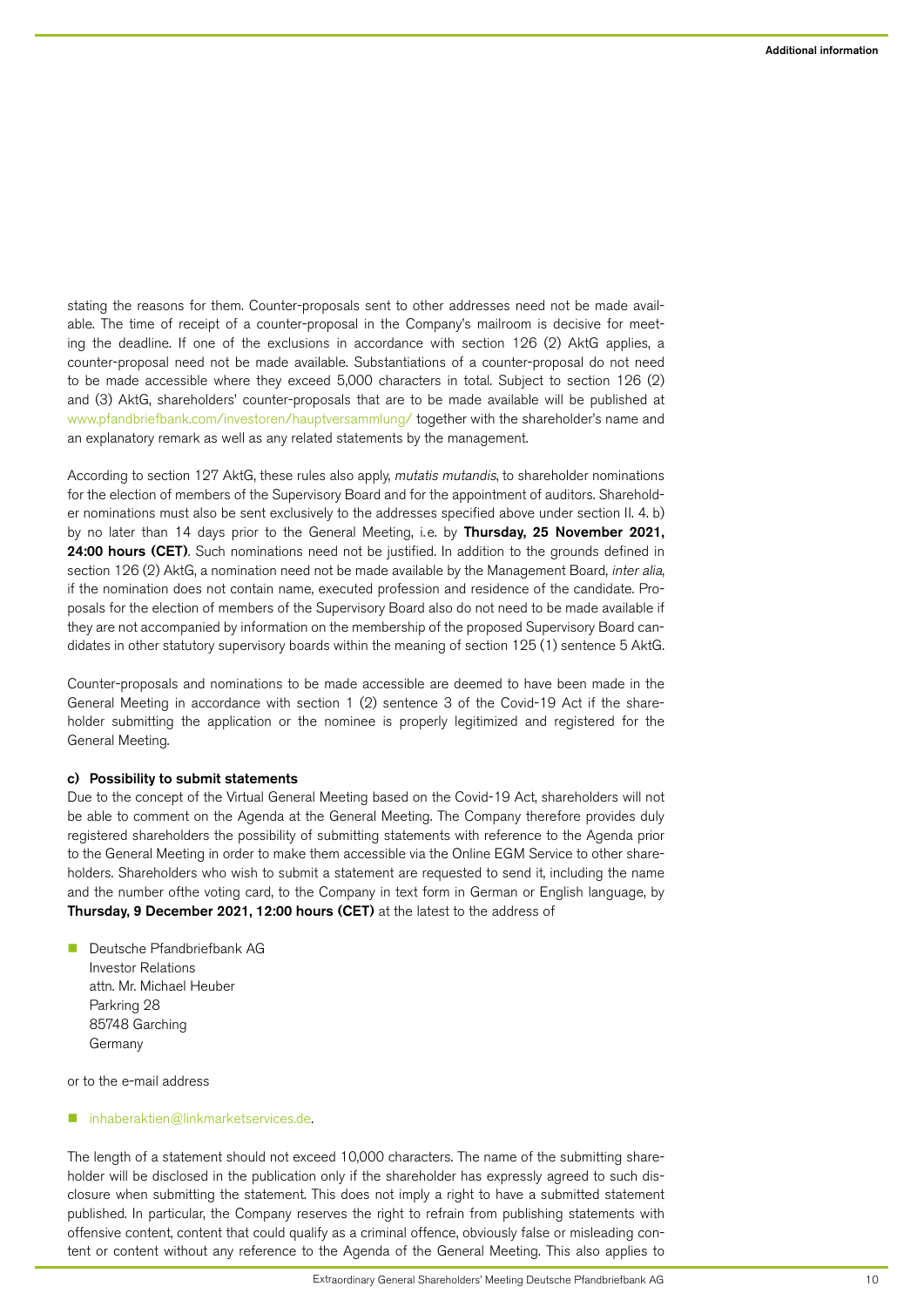stating the reasons for them. Counter-proposals sent to other addresses need not be made available. The time of receipt of a counter-proposal in the Company's mailroom is decisive for meeting the deadline. If one of the exclusions in accordance with section 126 (2) AktG applies, a counter-proposal need not be made available. Substantiations of a counter-proposal do not need to be made accessible where they exceed 5,000 characters in total. Subject to section 126 (2) and (3) AktG, shareholders' counter-proposals that are to be made available will be published at www.pfandbriefbank.com/investoren/hauptversammlung/ together with the shareholder's name and an explanatory remark as well as any related statements by the management.

According to section 127 AktG, these rules also apply, *mutatis mutandis*, to shareholder nominations for the election of members of the Supervisory Board and for the appointment of auditors. Shareholder nominations must also be sent exclusively to the addresses specified above under section II. 4. b) by no later than 14 days prior to the General Meeting, i.e. by **Thursday, 25 November 2021, 24:00 hours (CET)**. Such nominations need not be justified. In addition to the grounds defined in section 126 (2) AktG, a nomination need not be made available by the Management Board, *inter alia*, if the nomination does not contain name, executed profession and residence of the candidate. Proposals for the election of members of the Supervisory Board also do not need to be made available if they are not accompanied by information on the membership of the proposed Supervisory Board candidates in other statutory supervisory boards within the meaning of section 125 (1) sentence 5 AktG.

Counter-proposals and nominations to be made accessible are deemed to have been made in the General Meeting in accordance with section 1 (2) sentence 3 of the Covid-19 Act if the shareholder submitting the application or the nominee is properly legitimized and registered for the General Meeting.

**c) Possibility to submit statements**

Due to the concept of the Virtual General Meeting based on the Covid-19 Act, shareholders will not be able to comment on the Agenda at the General Meeting. The Company therefore provides duly registered shareholders the possibility of submitting statements with reference to the Agenda prior to the General Meeting in order to make them accessible via the Online EGM Service to other shareholders. Shareholders who wish to submit a statement are requested to send it, including the name and the number ofthe voting card, to the Company in text form in German or English language, by **Thursday, 9 December 2021, 12:00 hours (CET)** at the latest to the address of

- Deutsche Pfandbriefbank AG
  Investor Relations
  attn. Mr. Michael Heuber
  Parkring 28
  85748 Garching
  Germany

or to the e-mail address

- inhaberaktien@linkmarketservices.de.

The length of a statement should not exceed 10,000 characters. The name of the submitting shareholder will be disclosed in the publication only if the shareholder has expressly agreed to such disclosure when submitting the statement. This does not imply a right to have a submitted statement published. In particular, the Company reserves the right to refrain from publishing statements with offensive content, content that could qualify as a criminal offence, obviously false or misleading content or content without any reference to the Agenda of the General Meeting. This also applies to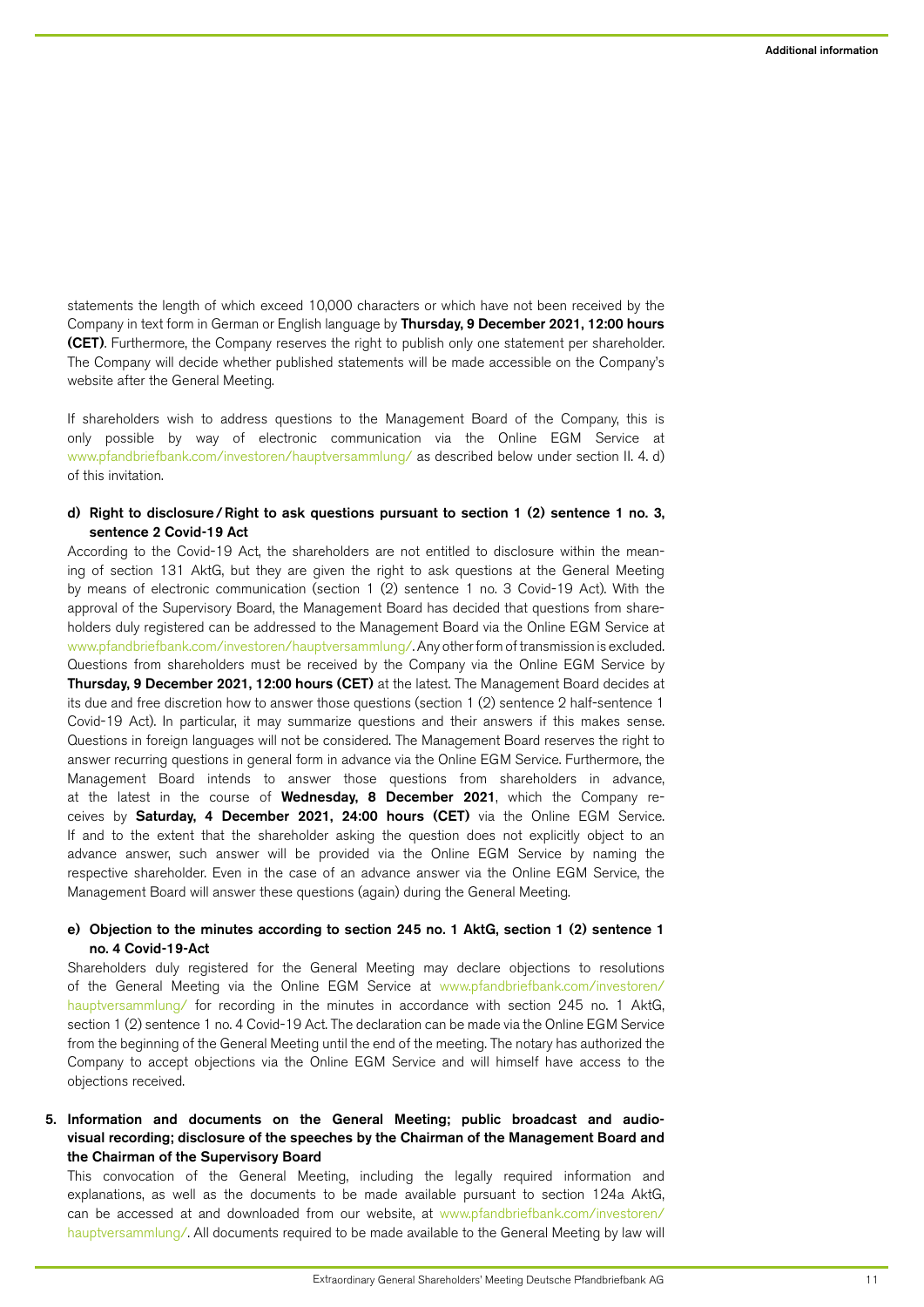statements the length of which exceed 10,000 characters or which have not been received by the Company in text form in German or English language by **Thursday, 9 December 2021, 12:00 hours (CET)**. Furthermore, the Company reserves the right to publish only one statement per shareholder. The Company will decide whether published statements will be made accessible on the Company's website after the General Meeting.

If shareholders wish to address questions to the Management Board of the Company, this is only possible by way of electronic communication via the Online EGM Service at www.pfandbriefbank.com/investoren/hauptversammlung/ as described below under section II. 4. d) of this invitation.

**d) Right to disclosure / Right to ask questions pursuant to section 1 (2) sentence 1 no. 3, sentence 2 Covid-19 Act**

According to the Covid-19 Act, the shareholders are not entitled to disclosure within the meaning of section 131 AktG, but they are given the right to ask questions at the General Meeting by means of electronic communication (section 1 (2) sentence 1 no. 3 Covid-19 Act). With the approval of the Supervisory Board, the Management Board has decided that questions from shareholders duly registered can be addressed to the Management Board via the Online EGM Service at www.pfandbriefbank.com/investoren/hauptversammlung/. Any other form of transmission is excluded. Questions from shareholders must be received by the Company via the Online EGM Service by **Thursday, 9 December 2021, 12:00 hours (CET)** at the latest. The Management Board decides at its due and free discretion how to answer those questions (section 1 (2) sentence 2 half-sentence 1 Covid-19 Act). In particular, it may summarize questions and their answers if this makes sense. Questions in foreign languages will not be considered. The Management Board reserves the right to answer recurring questions in general form in advance via the Online EGM Service. Furthermore, the Management Board intends to answer those questions from shareholders in advance, at the latest in the course of **Wednesday, 8 December 2021**, which the Company receives by **Saturday, 4 December 2021, 24:00 hours (CET)** via the Online EGM Service. If and to the extent that the shareholder asking the question does not explicitly object to an advance answer, such answer will be provided via the Online EGM Service by naming the respective shareholder. Even in the case of an advance answer via the Online EGM Service, the Management Board will answer these questions (again) during the General Meeting.

**e) Objection to the minutes according to section 245 no. 1 AktG, section 1 (2) sentence 1 no. 4 Covid-19-Act**

Shareholders duly registered for the General Meeting may declare objections to resolutions of the General Meeting via the Online EGM Service at www.pfandbriefbank.com/investoren/hauptversammlung/ for recording in the minutes in accordance with section 245 no. 1 AktG, section 1 (2) sentence 1 no. 4 Covid-19 Act. The declaration can be made via the Online EGM Service from the beginning of the General Meeting until the end of the meeting. The notary has authorized the Company to accept objections via the Online EGM Service and will himself have access to the objections received.

**5. Information and documents on the General Meeting; public broadcast and audio-visual recording; disclosure of the speeches by the Chairman of the Management Board and the Chairman of the Supervisory Board**

This convocation of the General Meeting, including the legally required information and explanations, as well as the documents to be made available pursuant to section 124a AktG, can be accessed at and downloaded from our website, at www.pfandbriefbank.com/investoren/hauptversammlung/. All documents required to be made available to the General Meeting by law will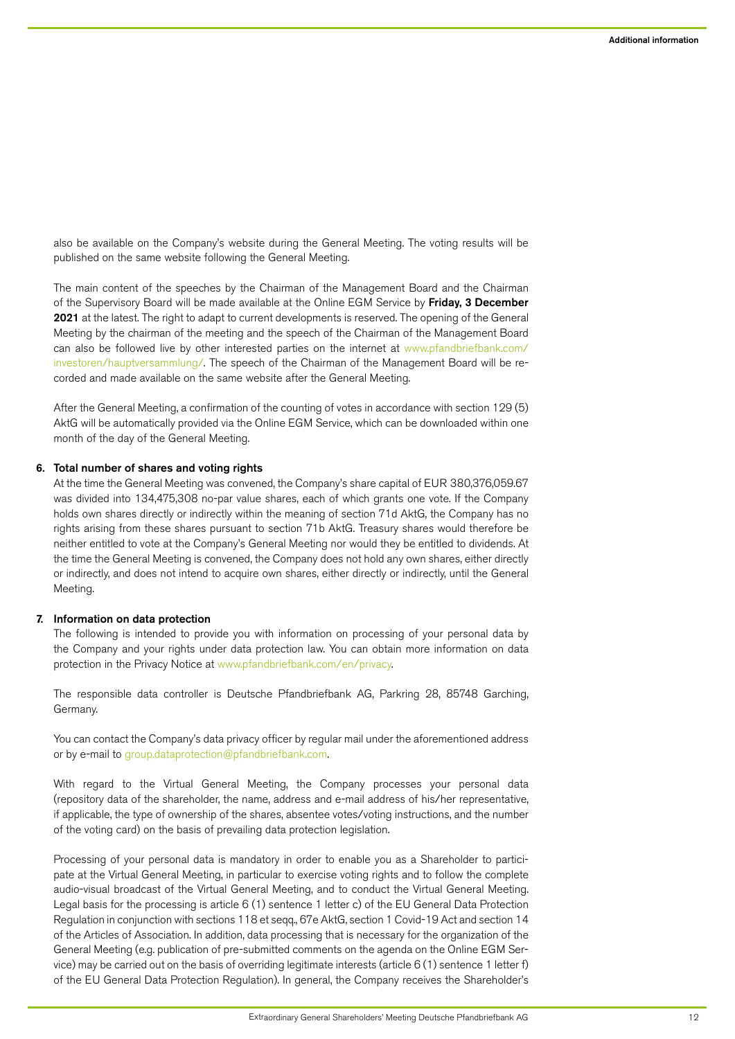also be available on the Company's website during the General Meeting. The voting results will be published on the same website following the General Meeting.

The main content of the speeches by the Chairman of the Management Board and the Chairman of the Supervisory Board will be made available at the Online EGM Service by **Friday, 3 December 2021** at the latest. The right to adapt to current developments is reserved. The opening of the General Meeting by the chairman of the meeting and the speech of the Chairman of the Management Board can also be followed live by other interested parties on the internet at www.pfandbriefbank.com/investoren/hauptversammlung/. The speech of the Chairman of the Management Board will be recorded and made available on the same website after the General Meeting.

After the General Meeting, a confirmation of the counting of votes in accordance with section 129 (5) AktG will be automatically provided via the Online EGM Service, which can be downloaded within one month of the day of the General Meeting.

## 6. Total number of shares and voting rights

At the time the General Meeting was convened, the Company's share capital of EUR 380,376,059.67 was divided into 134,475,308 no-par value shares, each of which grants one vote. If the Company holds own shares directly or indirectly within the meaning of section 71d AktG, the Company has no rights arising from these shares pursuant to section 71b AktG. Treasury shares would therefore be neither entitled to vote at the Company's General Meeting nor would they be entitled to dividends. At the time the General Meeting is convened, the Company does not hold any own shares, either directly or indirectly, and does not intend to acquire own shares, either directly or indirectly, until the General Meeting.

## 7. Information on data protection

The following is intended to provide you with information on processing of your personal data by the Company and your rights under data protection law. You can obtain more information on data protection in the Privacy Notice at www.pfandbriefbank.com/en/privacy.

The responsible data controller is Deutsche Pfandbriefbank AG, Parkring 28, 85748 Garching, Germany.

You can contact the Company's data privacy officer by regular mail under the aforementioned address or by e-mail to group.dataprotection@pfandbriefbank.com.

With regard to the Virtual General Meeting, the Company processes your personal data (repository data of the shareholder, the name, address and e-mail address of his/her representative, if applicable, the type of ownership of the shares, absentee votes/voting instructions, and the number of the voting card) on the basis of prevailing data protection legislation.

Processing of your personal data is mandatory in order to enable you as a Shareholder to participate at the Virtual General Meeting, in particular to exercise voting rights and to follow the complete audio-visual broadcast of the Virtual General Meeting, and to conduct the Virtual General Meeting. Legal basis for the processing is article 6 (1) sentence 1 letter c) of the EU General Data Protection Regulation in conjunction with sections 118 et seqq., 67e AktG, section 1 Covid-19 Act and section 14 of the Articles of Association. In addition, data processing that is necessary for the organization of the General Meeting (e.g. publication of pre-submitted comments on the agenda on the Online EGM Service) may be carried out on the basis of overriding legitimate interests (article 6 (1) sentence 1 letter f) of the EU General Data Protection Regulation). In general, the Company receives the Shareholder's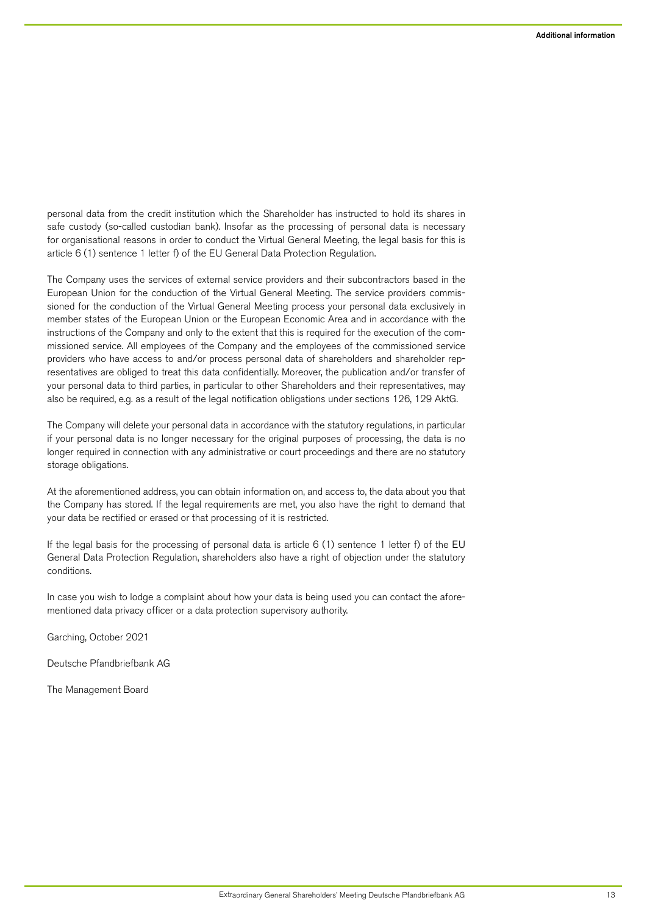personal data from the credit institution which the Shareholder has instructed to hold its shares in safe custody (so-called custodian bank). Insofar as the processing of personal data is necessary for organisational reasons in order to conduct the Virtual General Meeting, the legal basis for this is article 6 (1) sentence 1 letter f) of the EU General Data Protection Regulation.

The Company uses the services of external service providers and their subcontractors based in the European Union for the conduction of the Virtual General Meeting. The service providers commissioned for the conduction of the Virtual General Meeting process your personal data exclusively in member states of the European Union or the European Economic Area and in accordance with the instructions of the Company and only to the extent that this is required for the execution of the commissioned service. All employees of the Company and the employees of the commissioned service providers who have access to and/or process personal data of shareholders and shareholder representatives are obliged to treat this data confidentially. Moreover, the publication and/or transfer of your personal data to third parties, in particular to other Shareholders and their representatives, may also be required, e.g. as a result of the legal notification obligations under sections 126, 129 AktG.

The Company will delete your personal data in accordance with the statutory regulations, in particular if your personal data is no longer necessary for the original purposes of processing, the data is no longer required in connection with any administrative or court proceedings and there are no statutory storage obligations.

At the aforementioned address, you can obtain information on, and access to, the data about you that the Company has stored. If the legal requirements are met, you also have the right to demand that your data be rectified or erased or that processing of it is restricted.

If the legal basis for the processing of personal data is article 6 (1) sentence 1 letter f) of the EU General Data Protection Regulation, shareholders also have a right of objection under the statutory conditions.

In case you wish to lodge a complaint about how your data is being used you can contact the aforementioned data privacy officer or a data protection supervisory authority.

Garching, October 2021

Deutsche Pfandbriefbank AG

The Management Board